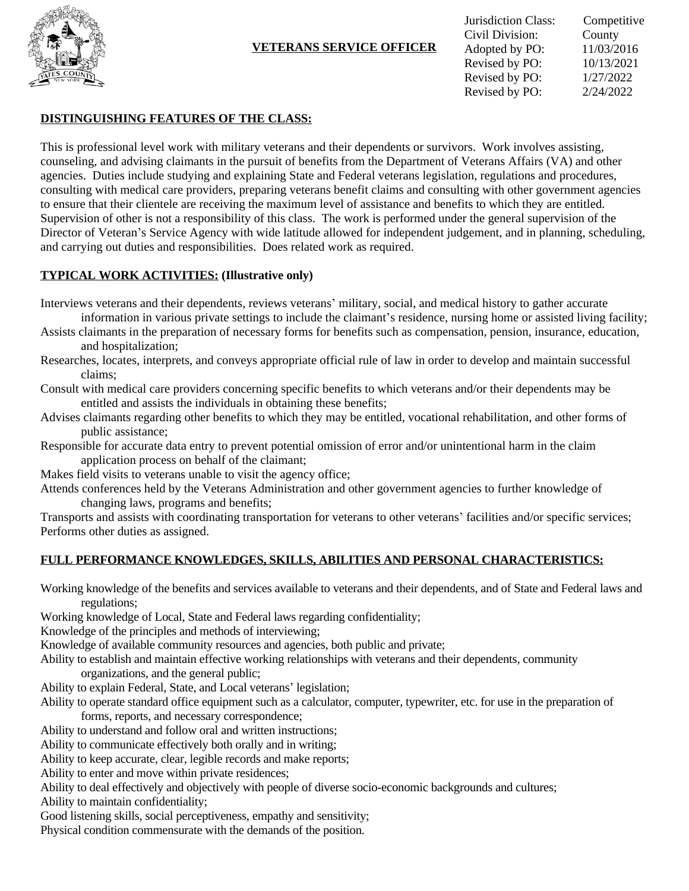# VETERANS SERVICE OFFICER

| | |
|---|---|
| Jurisdiction Class: | Competitive |
| Civil Division: | County |
| Adopted by PO: | 11/03/2016 |
| Revised by PO: | 10/13/2021 |
| Revised by PO: | 1/27/2022 |
| Revised by PO: | 2/24/2022 |

## DISTINGUISHING FEATURES OF THE CLASS:

This is professional level work with military veterans and their dependents or survivors. Work involves assisting, counseling, and advising claimants in the pursuit of benefits from the Department of Veterans Affairs (VA) and other agencies. Duties include studying and explaining State and Federal veterans legislation, regulations and procedures, consulting with medical care providers, preparing veterans benefit claims and consulting with other government agencies to ensure that their clientele are receiving the maximum level of assistance and benefits to which they are entitled. Supervision of other is not a responsibility of this class. The work is performed under the general supervision of the Director of Veteran's Service Agency with wide latitude allowed for independent judgement, and in planning, scheduling, and carrying out duties and responsibilities. Does related work as required.

## TYPICAL WORK ACTIVITIES: (Illustrative only)

Interviews veterans and their dependents, reviews veterans' military, social, and medical history to gather accurate information in various private settings to include the claimant's residence, nursing home or assisted living facility;
Assists claimants in the preparation of necessary forms for benefits such as compensation, pension, insurance, education, and hospitalization;
Researches, locates, interprets, and conveys appropriate official rule of law in order to develop and maintain successful claims;
Consult with medical care providers concerning specific benefits to which veterans and/or their dependents may be entitled and assists the individuals in obtaining these benefits;
Advises claimants regarding other benefits to which they may be entitled, vocational rehabilitation, and other forms of public assistance;
Responsible for accurate data entry to prevent potential omission of error and/or unintentional harm in the claim application process on behalf of the claimant;
Makes field visits to veterans unable to visit the agency office;
Attends conferences held by the Veterans Administration and other government agencies to further knowledge of changing laws, programs and benefits;
Transports and assists with coordinating transportation for veterans to other veterans' facilities and/or specific services;
Performs other duties as assigned.

## FULL PERFORMANCE KNOWLEDGES, SKILLS, ABILITIES AND PERSONAL CHARACTERISTICS:

Working knowledge of the benefits and services available to veterans and their dependents, and of State and Federal laws and regulations;
Working knowledge of Local, State and Federal laws regarding confidentiality;
Knowledge of the principles and methods of interviewing;
Knowledge of available community resources and agencies, both public and private;
Ability to establish and maintain effective working relationships with veterans and their dependents, community organizations, and the general public;
Ability to explain Federal, State, and Local veterans' legislation;
Ability to operate standard office equipment such as a calculator, computer, typewriter, etc. for use in the preparation of forms, reports, and necessary correspondence;
Ability to understand and follow oral and written instructions;
Ability to communicate effectively both orally and in writing;
Ability to keep accurate, clear, legible records and make reports;
Ability to enter and move within private residences;
Ability to deal effectively and objectively with people of diverse socio-economic backgrounds and cultures;
Ability to maintain confidentiality;
Good listening skills, social perceptiveness, empathy and sensitivity;
Physical condition commensurate with the demands of the position.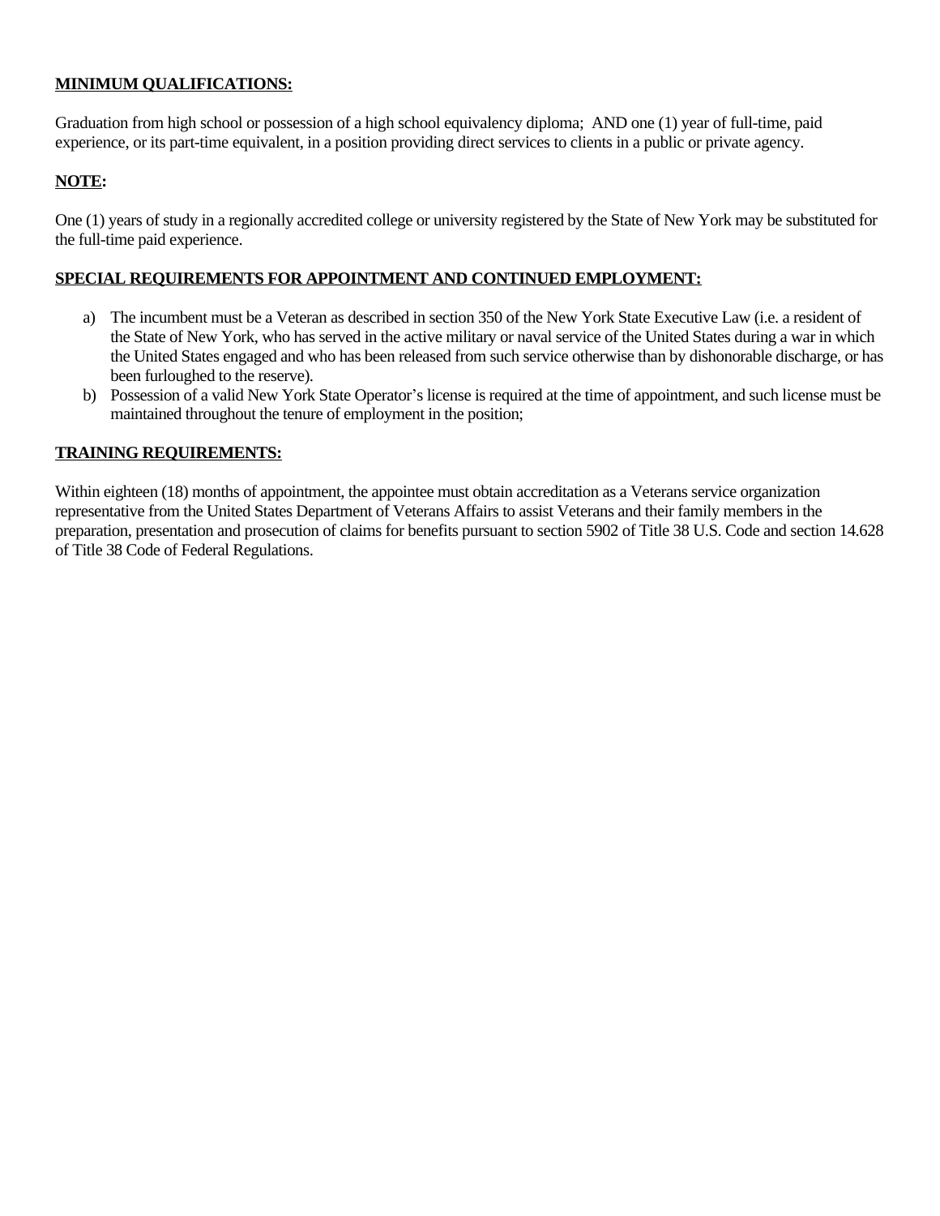**MINIMUM QUALIFICATIONS:**

Graduation from high school or possession of a high school equivalency diploma; AND one (1) year of full-time, paid experience, or its part-time equivalent, in a position providing direct services to clients in a public or private agency.

**NOTE:**

One (1) years of study in a regionally accredited college or university registered by the State of New York may be substituted for the full-time paid experience.

**SPECIAL REQUIREMENTS FOR APPOINTMENT AND CONTINUED EMPLOYMENT:**

a) The incumbent must be a Veteran as described in section 350 of the New York State Executive Law (i.e. a resident of the State of New York, who has served in the active military or naval service of the United States during a war in which the United States engaged and who has been released from such service otherwise than by dishonorable discharge, or has been furloughed to the reserve).
b) Possession of a valid New York State Operator's license is required at the time of appointment, and such license must be maintained throughout the tenure of employment in the position;

**TRAINING REQUIREMENTS:**

Within eighteen (18) months of appointment, the appointee must obtain accreditation as a Veterans service organization representative from the United States Department of Veterans Affairs to assist Veterans and their family members in the preparation, presentation and prosecution of claims for benefits pursuant to section 5902 of Title 38 U.S. Code and section 14.628 of Title 38 Code of Federal Regulations.